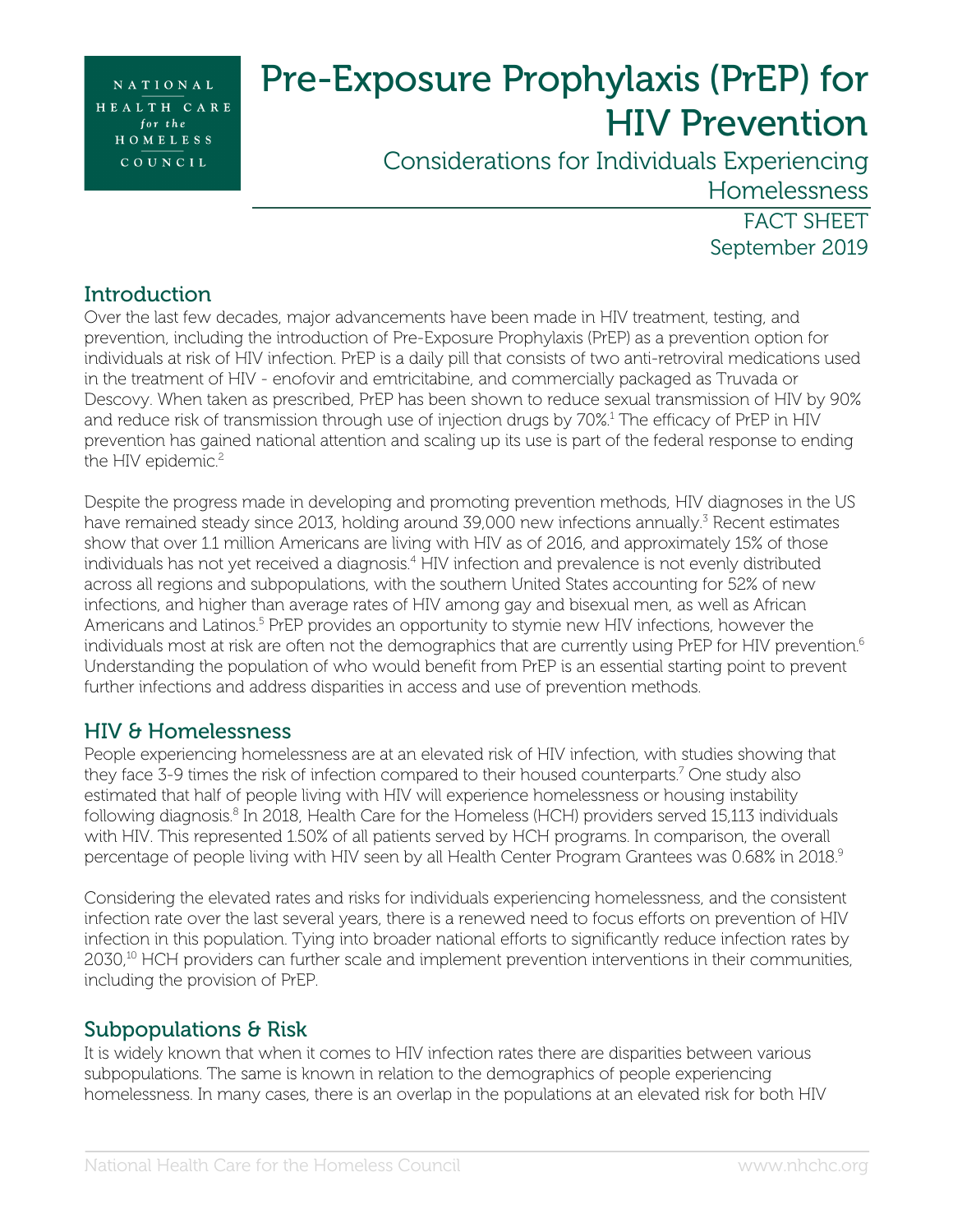NATIONAL HEALTH CARE *for the* HOMELESS COUNCIL

# Pre-Exposure Prophylaxis (PrEP) for HIV Prevention

## Considerations for Individuals Experiencing Homelessness

FACT SHEET
September 2019

## Introduction

Over the last few decades, major advancements have been made in HIV treatment, testing, and prevention, including the introduction of Pre-Exposure Prophylaxis (PrEP) as a prevention option for individuals at risk of HIV infection. PrEP is a daily pill that consists of two anti-retroviral medications used in the treatment of HIV - enofovir and emtricitabine, and commercially packaged as Truvada or Descovy. When taken as prescribed, PrEP has been shown to reduce sexual transmission of HIV by 90% and reduce risk of transmission through use of injection drugs by 70%.[1] The efficacy of PrEP in HIV prevention has gained national attention and scaling up its use is part of the federal response to ending the HIV epidemic.[2]

Despite the progress made in developing and promoting prevention methods, HIV diagnoses in the US have remained steady since 2013, holding around 39,000 new infections annually.[3] Recent estimates show that over 1.1 million Americans are living with HIV as of 2016, and approximately 15% of those individuals has not yet received a diagnosis.[4] HIV infection and prevalence is not evenly distributed across all regions and subpopulations, with the southern United States accounting for 52% of new infections, and higher than average rates of HIV among gay and bisexual men, as well as African Americans and Latinos.[5] PrEP provides an opportunity to stymie new HIV infections, however the individuals most at risk are often not the demographics that are currently using PrEP for HIV prevention.[6] Understanding the population of who would benefit from PrEP is an essential starting point to prevent further infections and address disparities in access and use of prevention methods.

## HIV & Homelessness

People experiencing homelessness are at an elevated risk of HIV infection, with studies showing that they face 3-9 times the risk of infection compared to their housed counterparts.[7] One study also estimated that half of people living with HIV will experience homelessness or housing instability following diagnosis.[8] In 2018, Health Care for the Homeless (HCH) providers served 15,113 individuals with HIV. This represented 1.50% of all patients served by HCH programs. In comparison, the overall percentage of people living with HIV seen by all Health Center Program Grantees was 0.68% in 2018.[9]

Considering the elevated rates and risks for individuals experiencing homelessness, and the consistent infection rate over the last several years, there is a renewed need to focus efforts on prevention of HIV infection in this population. Tying into broader national efforts to significantly reduce infection rates by 2030,[10] HCH providers can further scale and implement prevention interventions in their communities, including the provision of PrEP.

## Subpopulations & Risk

It is widely known that when it comes to HIV infection rates there are disparities between various subpopulations. The same is known in relation to the demographics of people experiencing homelessness. In many cases, there is an overlap in the populations at an elevated risk for both HIV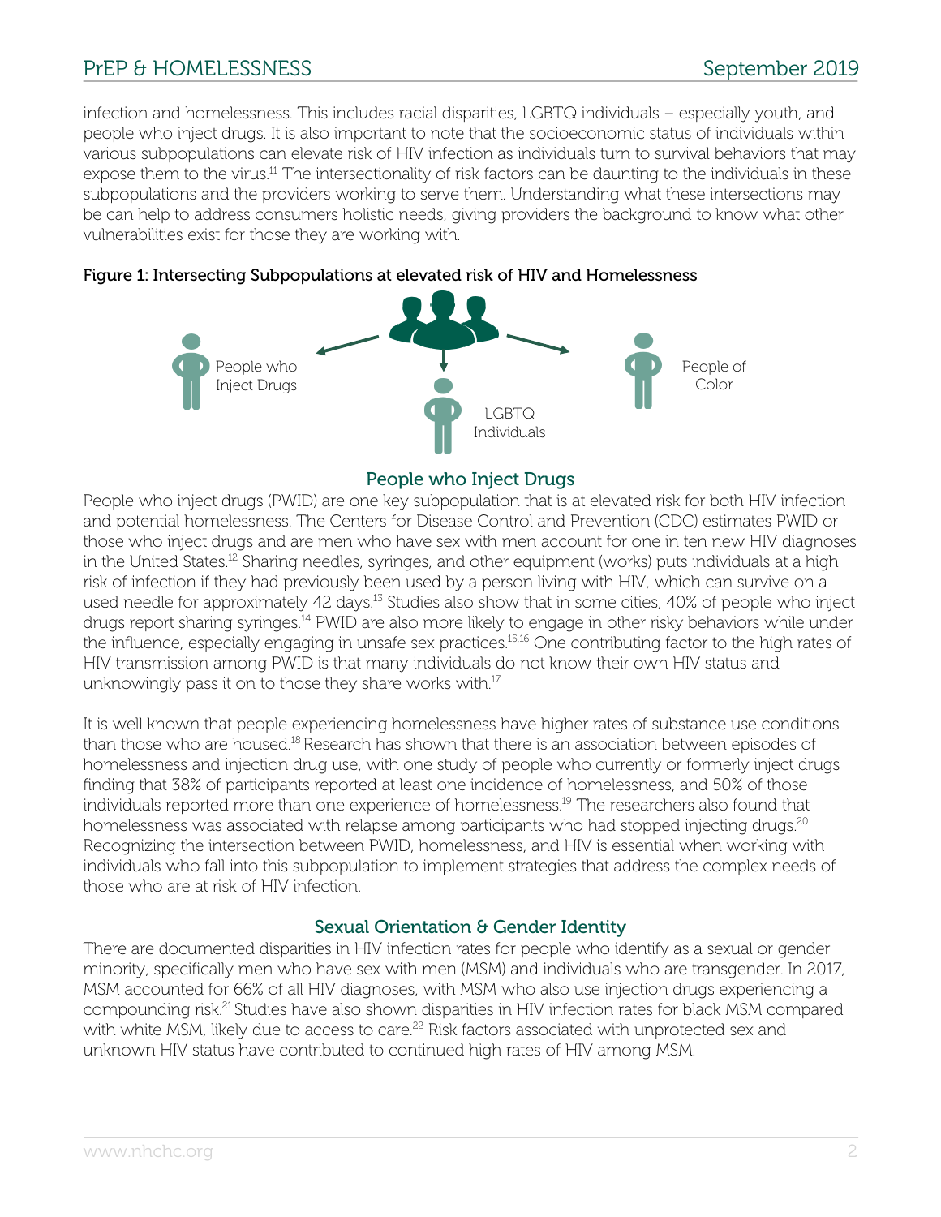infection and homelessness. This includes racial disparities, LGBTQ individuals – especially youth, and people who inject drugs. It is also important to note that the socioeconomic status of individuals within various subpopulations can elevate risk of HIV infection as individuals turn to survival behaviors that may expose them to the virus.[11] The intersectionality of risk factors can be daunting to the individuals in these subpopulations and the providers working to serve them. Understanding what these intersections may be can help to address consumers holistic needs, giving providers the background to know what other vulnerabilities exist for those they are working with.

**Figure 1: Intersecting Subpopulations at elevated risk of HIV and Homelessness**

People who Inject Drugs

LGBTQ Individuals

People of Color

## People who Inject Drugs

People who inject drugs (PWID) are one key subpopulation that is at elevated risk for both HIV infection and potential homelessness. The Centers for Disease Control and Prevention (CDC) estimates PWID or those who inject drugs and are men who have sex with men account for one in ten new HIV diagnoses in the United States.[12] Sharing needles, syringes, and other equipment (works) puts individuals at a high risk of infection if they had previously been used by a person living with HIV, which can survive on a used needle for approximately 42 days.[13] Studies also show that in some cities, 40% of people who inject drugs report sharing syringes.[14] PWID are also more likely to engage in other risky behaviors while under the influence, especially engaging in unsafe sex practices.[15,16] One contributing factor to the high rates of HIV transmission among PWID is that many individuals do not know their own HIV status and unknowingly pass it on to those they share works with.[17]

It is well known that people experiencing homelessness have higher rates of substance use conditions than those who are housed.[18] Research has shown that there is an association between episodes of homelessness and injection drug use, with one study of people who currently or formerly inject drugs finding that 38% of participants reported at least one incidence of homelessness, and 50% of those individuals reported more than one experience of homelessness.[19] The researchers also found that homelessness was associated with relapse among participants who had stopped injecting drugs.[20] Recognizing the intersection between PWID, homelessness, and HIV is essential when working with individuals who fall into this subpopulation to implement strategies that address the complex needs of those who are at risk of HIV infection.

## Sexual Orientation & Gender Identity

There are documented disparities in HIV infection rates for people who identify as a sexual or gender minority, specifically men who have sex with men (MSM) and individuals who are transgender. In 2017, MSM accounted for 66% of all HIV diagnoses, with MSM who also use injection drugs experiencing a compounding risk.[21] Studies have also shown disparities in HIV infection rates for black MSM compared with white MSM, likely due to access to care.[22] Risk factors associated with unprotected sex and unknown HIV status have contributed to continued high rates of HIV among MSM.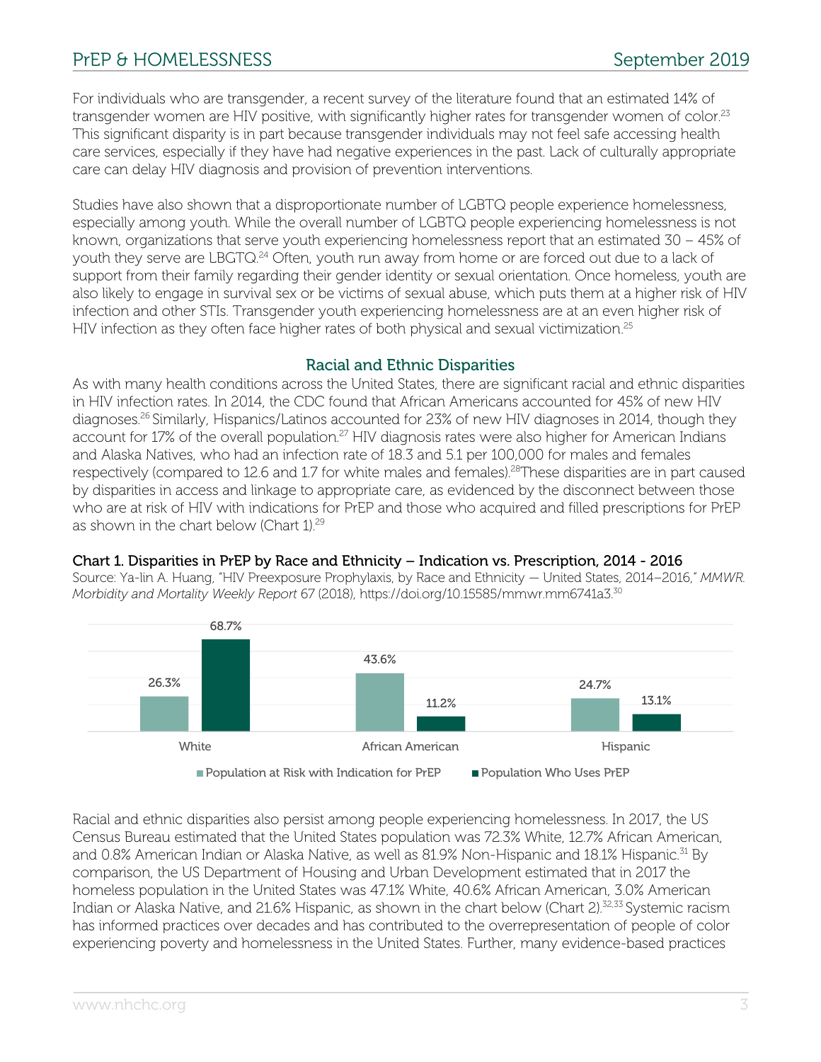For individuals who are transgender, a recent survey of the literature found that an estimated 14% of transgender women are HIV positive, with significantly higher rates for transgender women of color.[23] This significant disparity is in part because transgender individuals may not feel safe accessing health care services, especially if they have had negative experiences in the past. Lack of culturally appropriate care can delay HIV diagnosis and provision of prevention interventions.

Studies have also shown that a disproportionate number of LGBTQ people experience homelessness, especially among youth. While the overall number of LGBTQ people experiencing homelessness is not known, organizations that serve youth experiencing homelessness report that an estimated 30 – 45% of youth they serve are LBGTQ.[24] Often, youth run away from home or are forced out due to a lack of support from their family regarding their gender identity or sexual orientation. Once homeless, youth are also likely to engage in survival sex or be victims of sexual abuse, which puts them at a higher risk of HIV infection and other STIs. Transgender youth experiencing homelessness are at an even higher risk of HIV infection as they often face higher rates of both physical and sexual victimization.[25]

## Racial and Ethnic Disparities

As with many health conditions across the United States, there are significant racial and ethnic disparities in HIV infection rates. In 2014, the CDC found that African Americans accounted for 45% of new HIV diagnoses.[26] Similarly, Hispanics/Latinos accounted for 23% of new HIV diagnoses in 2014, though they account for 17% of the overall population.[27] HIV diagnosis rates were also higher for American Indians and Alaska Natives, who had an infection rate of 18.3 and 5.1 per 100,000 for males and females respectively (compared to 12.6 and 1.7 for white males and females).[28] These disparities are in part caused by disparities in access and linkage to appropriate care, as evidenced by the disconnect between those who are at risk of HIV with indications for PrEP and those who acquired and filled prescriptions for PrEP as shown in the chart below (Chart 1).[29]

**Chart 1. Disparities in PrEP by Race and Ethnicity – Indication vs. Prescription, 2014 - 2016**

Source: Ya-lin A. Huang, "HIV Preexposure Prophylaxis, by Race and Ethnicity — United States, 2014–2016," *MMWR. Morbidity and Mortality Weekly Report* 67 (2018), https://doi.org/10.15585/mmwr.mm6741a3.[30]

| | Population at Risk with Indication for PrEP | Population Who Uses PrEP |
|---|---|---|
| White | 26.3% | 68.7% |
| African American | 43.6% | 11.2% |
| Hispanic | 24.7% | 13.1% |

Racial and ethnic disparities also persist among people experiencing homelessness. In 2017, the US Census Bureau estimated that the United States population was 72.3% White, 12.7% African American, and 0.8% American Indian or Alaska Native, as well as 81.9% Non-Hispanic and 18.1% Hispanic.[31] By comparison, the US Department of Housing and Urban Development estimated that in 2017 the homeless population in the United States was 47.1% White, 40.6% African American, 3.0% American Indian or Alaska Native, and 21.6% Hispanic, as shown in the chart below (Chart 2).[32,33] Systemic racism has informed practices over decades and has contributed to the overrepresentation of people of color experiencing poverty and homelessness in the United States. Further, many evidence-based practices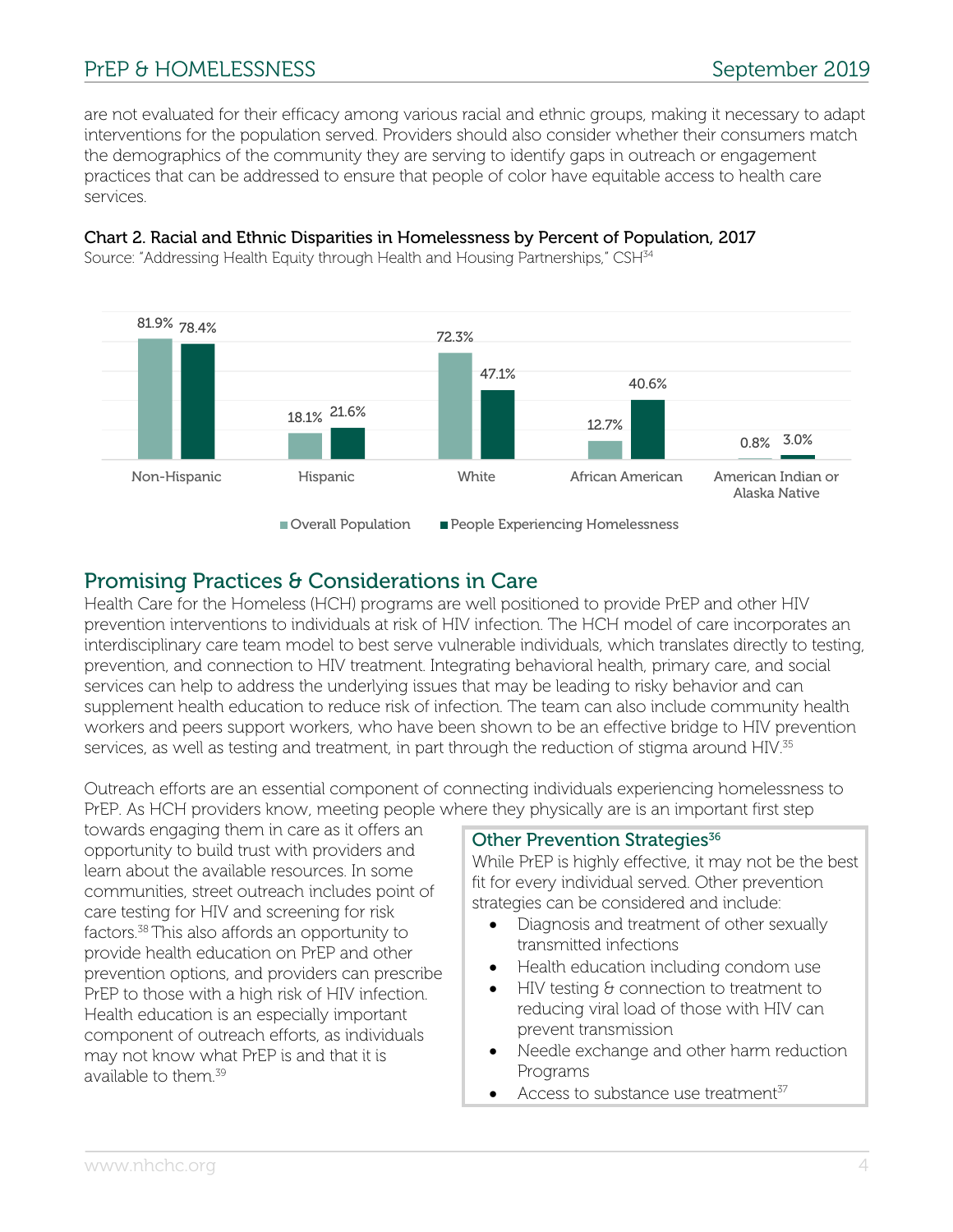are not evaluated for their efficacy among various racial and ethnic groups, making it necessary to adapt interventions for the population served. Providers should also consider whether their consumers match the demographics of the community they are serving to identify gaps in outreach or engagement practices that can be addressed to ensure that people of color have equitable access to health care services.

**Chart 2. Racial and Ethnic Disparities in Homelessness by Percent of Population, 2017**

Source: "Addressing Health Equity through Health and Housing Partnerships," CSH[34]

| | Overall Population | People Experiencing Homelessness |
|---|---|---|
| Non-Hispanic | 81.9% | 78.4% |
| Hispanic | 18.1% | 21.6% |
| White | 72.3% | 47.1% |
| African American | 12.7% | 40.6% |
| American Indian or Alaska Native | 0.8% | 3.0% |

## Promising Practices & Considerations in Care

Health Care for the Homeless (HCH) programs are well positioned to provide PrEP and other HIV prevention interventions to individuals at risk of HIV infection. The HCH model of care incorporates an interdisciplinary care team model to best serve vulnerable individuals, which translates directly to testing, prevention, and connection to HIV treatment. Integrating behavioral health, primary care, and social services can help to address the underlying issues that may be leading to risky behavior and can supplement health education to reduce risk of infection. The team can also include community health workers and peers support workers, who have been shown to be an effective bridge to HIV prevention services, as well as testing and treatment, in part through the reduction of stigma around HIV.[35]

Outreach efforts are an essential component of connecting individuals experiencing homelessness to PrEP. As HCH providers know, meeting people where they physically are is an important first step towards engaging them in care as it offers an opportunity to build trust with providers and learn about the available resources. In some communities, street outreach includes point of care testing for HIV and screening for risk factors.[38] This also affords an opportunity to provide health education on PrEP and other prevention options, and providers can prescribe PrEP to those with a high risk of HIV infection. Health education is an especially important component of outreach efforts, as individuals may not know what PrEP is and that it is available to them.[39]

### Other Prevention Strategies[36]

While PrEP is highly effective, it may not be the best fit for every individual served. Other prevention strategies can be considered and include:

- Diagnosis and treatment of other sexually transmitted infections
- Health education including condom use
- HIV testing & connection to treatment to reducing viral load of those with HIV can prevent transmission
- Needle exchange and other harm reduction Programs
- Access to substance use treatment[37]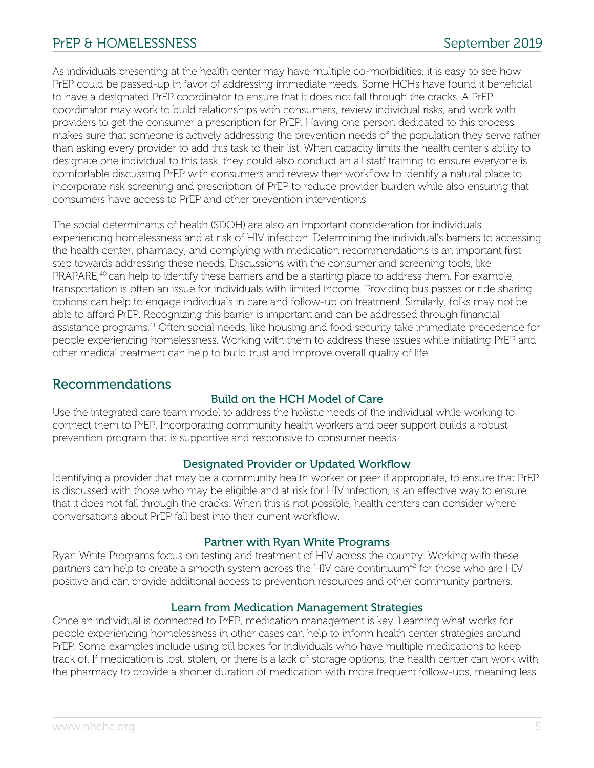As individuals presenting at the health center may have multiple co-morbidities, it is easy to see how PrEP could be passed-up in favor of addressing immediate needs. Some HCHs have found it beneficial to have a designated PrEP coordinator to ensure that it does not fall through the cracks. A PrEP coordinator may work to build relationships with consumers, review individual risks, and work with providers to get the consumer a prescription for PrEP. Having one person dedicated to this process makes sure that someone is actively addressing the prevention needs of the population they serve rather than asking every provider to add this task to their list. When capacity limits the health center's ability to designate one individual to this task, they could also conduct an all staff training to ensure everyone is comfortable discussing PrEP with consumers and review their workflow to identify a natural place to incorporate risk screening and prescription of PrEP to reduce provider burden while also ensuring that consumers have access to PrEP and other prevention interventions.

The social determinants of health (SDOH) are also an important consideration for individuals experiencing homelessness and at risk of HIV infection. Determining the individual's barriers to accessing the health center, pharmacy, and complying with medication recommendations is an important first step towards addressing these needs. Discussions with the consumer and screening tools, like PRAPARE,[40] can help to identify these barriers and be a starting place to address them. For example, transportation is often an issue for individuals with limited income. Providing bus passes or ride sharing options can help to engage individuals in care and follow-up on treatment. Similarly, folks may not be able to afford PrEP. Recognizing this barrier is important and can be addressed through financial assistance programs.[41] Often social needs, like housing and food security take immediate precedence for people experiencing homelessness. Working with them to address these issues while initiating PrEP and other medical treatment can help to build trust and improve overall quality of life.

## Recommendations

### Build on the HCH Model of Care

Use the integrated care team model to address the holistic needs of the individual while working to connect them to PrEP. Incorporating community health workers and peer support builds a robust prevention program that is supportive and responsive to consumer needs.

### Designated Provider or Updated Workflow

Identifying a provider that may be a community health worker or peer if appropriate, to ensure that PrEP is discussed with those who may be eligible and at risk for HIV infection, is an effective way to ensure that it does not fall through the cracks. When this is not possible, health centers can consider where conversations about PrEP fall best into their current workflow.

### Partner with Ryan White Programs

Ryan White Programs focus on testing and treatment of HIV across the country. Working with these partners can help to create a smooth system across the HIV care continuum[42] for those who are HIV positive and can provide additional access to prevention resources and other community partners.

### Learn from Medication Management Strategies

Once an individual is connected to PrEP, medication management is key. Learning what works for people experiencing homelessness in other cases can help to inform health center strategies around PrEP. Some examples include using pill boxes for individuals who have multiple medications to keep track of. If medication is lost, stolen, or there is a lack of storage options, the health center can work with the pharmacy to provide a shorter duration of medication with more frequent follow-ups, meaning less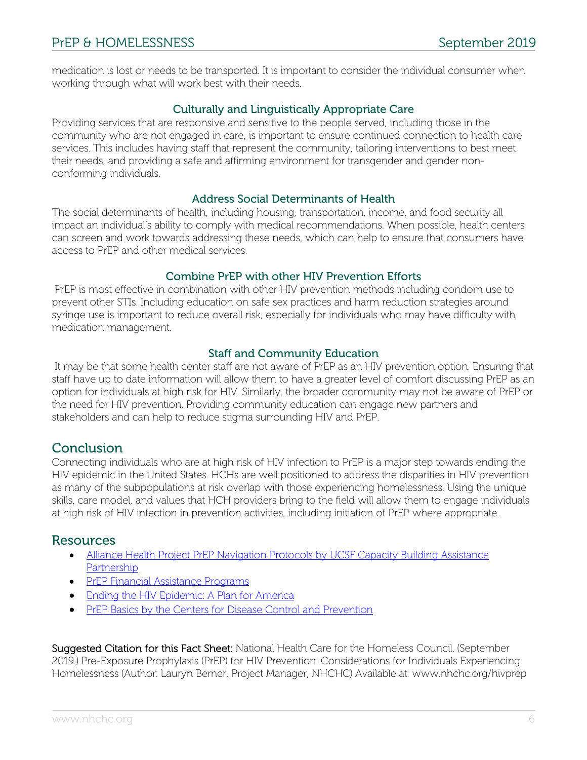medication is lost or needs to be transported. It is important to consider the individual consumer when working through what will work best with their needs.

### Culturally and Linguistically Appropriate Care

Providing services that are responsive and sensitive to the people served, including those in the community who are not engaged in care, is important to ensure continued connection to health care services. This includes having staff that represent the community, tailoring interventions to best meet their needs, and providing a safe and affirming environment for transgender and gender non-conforming individuals.

### Address Social Determinants of Health

The social determinants of health, including housing, transportation, income, and food security all impact an individual's ability to comply with medical recommendations. When possible, health centers can screen and work towards addressing these needs, which can help to ensure that consumers have access to PrEP and other medical services.

### Combine PrEP with other HIV Prevention Efforts

PrEP is most effective in combination with other HIV prevention methods including condom use to prevent other STIs. Including education on safe sex practices and harm reduction strategies around syringe use is important to reduce overall risk, especially for individuals who may have difficulty with medication management.

### Staff and Community Education

It may be that some health center staff are not aware of PrEP as an HIV prevention option. Ensuring that staff have up to date information will allow them to have a greater level of comfort discussing PrEP as an option for individuals at high risk for HIV. Similarly, the broader community may not be aware of PrEP or the need for HIV prevention. Providing community education can engage new partners and stakeholders and can help to reduce stigma surrounding HIV and PrEP.

## Conclusion

Connecting individuals who are at high risk of HIV infection to PrEP is a major step towards ending the HIV epidemic in the United States. HCHs are well positioned to address the disparities in HIV prevention as many of the subpopulations at risk overlap with those experiencing homelessness. Using the unique skills, care model, and values that HCH providers bring to the field will allow them to engage individuals at high risk of HIV infection in prevention activities, including initiation of PrEP where appropriate.

## Resources

- Alliance Health Project PrEP Navigation Protocols by UCSF Capacity Building Assistance Partnership
- PrEP Financial Assistance Programs
- Ending the HIV Epidemic: A Plan for America
- PrEP Basics by the Centers for Disease Control and Prevention

**Suggested Citation for this Fact Sheet:** National Health Care for the Homeless Council. (September 2019.) Pre-Exposure Prophylaxis (PrEP) for HIV Prevention: Considerations for Individuals Experiencing Homelessness (Author: Lauryn Berner, Project Manager, NHCHC) Available at: www.nhchc.org/hivprep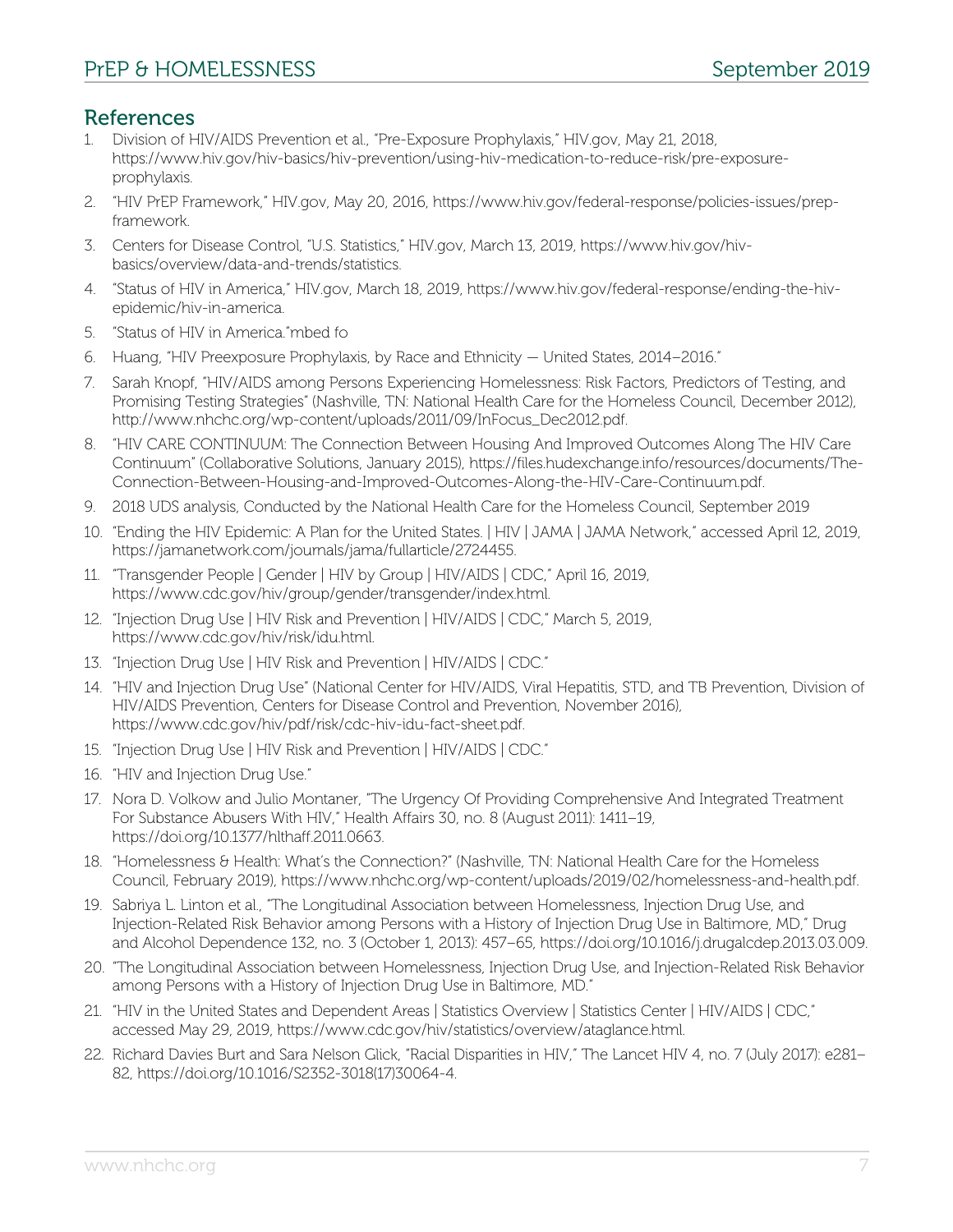## References

1. Division of HIV/AIDS Prevention et al., "Pre-Exposure Prophylaxis," HIV.gov, May 21, 2018, https://www.hiv.gov/hiv-basics/hiv-prevention/using-hiv-medication-to-reduce-risk/pre-exposure-prophylaxis.
2. "HIV PrEP Framework," HIV.gov, May 20, 2016, https://www.hiv.gov/federal-response/policies-issues/prep-framework.
3. Centers for Disease Control, "U.S. Statistics," HIV.gov, March 13, 2019, https://www.hiv.gov/hiv-basics/overview/data-and-trends/statistics.
4. "Status of HIV in America," HIV.gov, March 18, 2019, https://www.hiv.gov/federal-response/ending-the-hiv-epidemic/hiv-in-america.
5. "Status of HIV in America."mbed fo
6. Huang, "HIV Preexposure Prophylaxis, by Race and Ethnicity — United States, 2014–2016."
7. Sarah Knopf, "HIV/AIDS among Persons Experiencing Homelessness: Risk Factors, Predictors of Testing, and Promising Testing Strategies" (Nashville, TN: National Health Care for the Homeless Council, December 2012), http://www.nhchc.org/wp-content/uploads/2011/09/InFocus_Dec2012.pdf.
8. "HIV CARE CONTINUUM: The Connection Between Housing And Improved Outcomes Along The HIV Care Continuum" (Collaborative Solutions, January 2015), https://files.hudexchange.info/resources/documents/The-Connection-Between-Housing-and-Improved-Outcomes-Along-the-HIV-Care-Continuum.pdf.
9. 2018 UDS analysis, Conducted by the National Health Care for the Homeless Council, September 2019
10. "Ending the HIV Epidemic: A Plan for the United States. | HIV | JAMA | JAMA Network," accessed April 12, 2019, https://jamanetwork.com/journals/jama/fullarticle/2724455.
11. "Transgender People | Gender | HIV by Group | HIV/AIDS | CDC," April 16, 2019, https://www.cdc.gov/hiv/group/gender/transgender/index.html.
12. "Injection Drug Use | HIV Risk and Prevention | HIV/AIDS | CDC," March 5, 2019, https://www.cdc.gov/hiv/risk/idu.html.
13. "Injection Drug Use | HIV Risk and Prevention | HIV/AIDS | CDC."
14. "HIV and Injection Drug Use" (National Center for HIV/AIDS, Viral Hepatitis, STD, and TB Prevention, Division of HIV/AIDS Prevention, Centers for Disease Control and Prevention, November 2016), https://www.cdc.gov/hiv/pdf/risk/cdc-hiv-idu-fact-sheet.pdf.
15. "Injection Drug Use | HIV Risk and Prevention | HIV/AIDS | CDC."
16. "HIV and Injection Drug Use."
17. Nora D. Volkow and Julio Montaner, "The Urgency Of Providing Comprehensive And Integrated Treatment For Substance Abusers With HIV," Health Affairs 30, no. 8 (August 2011): 1411–19, https://doi.org/10.1377/hlthaff.2011.0663.
18. "Homelessness & Health: What's the Connection?" (Nashville, TN: National Health Care for the Homeless Council, February 2019), https://www.nhchc.org/wp-content/uploads/2019/02/homelessness-and-health.pdf.
19. Sabriya L. Linton et al., "The Longitudinal Association between Homelessness, Injection Drug Use, and Injection-Related Risk Behavior among Persons with a History of Injection Drug Use in Baltimore, MD," Drug and Alcohol Dependence 132, no. 3 (October 1, 2013): 457–65, https://doi.org/10.1016/j.drugalcdep.2013.03.009.
20. "The Longitudinal Association between Homelessness, Injection Drug Use, and Injection-Related Risk Behavior among Persons with a History of Injection Drug Use in Baltimore, MD."
21. "HIV in the United States and Dependent Areas | Statistics Overview | Statistics Center | HIV/AIDS | CDC," accessed May 29, 2019, https://www.cdc.gov/hiv/statistics/overview/ataglance.html.
22. Richard Davies Burt and Sara Nelson Glick, "Racial Disparities in HIV," The Lancet HIV 4, no. 7 (July 2017): e281–82, https://doi.org/10.1016/S2352-3018(17)30064-4.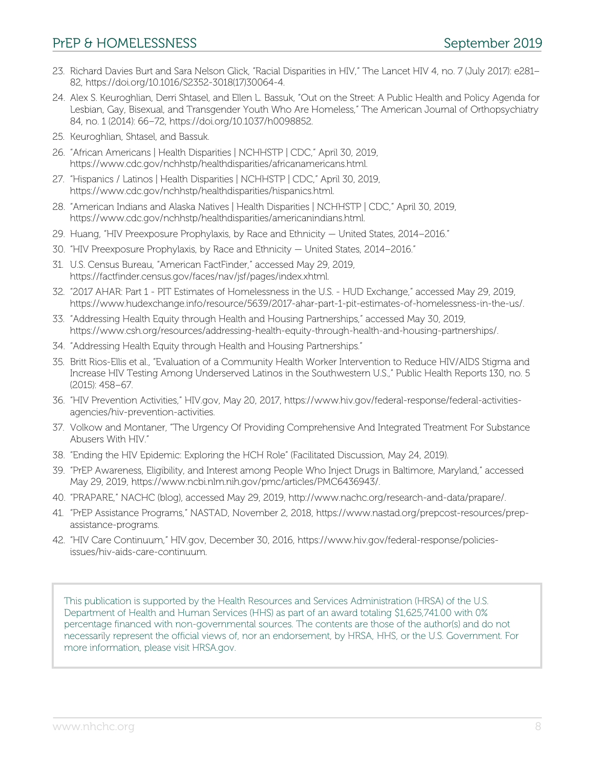23. Richard Davies Burt and Sara Nelson Glick, "Racial Disparities in HIV," The Lancet HIV 4, no. 7 (July 2017): e281–82, https://doi.org/10.1016/S2352-3018(17)30064-4.
24. Alex S. Keuroghlian, Derri Shtasel, and Ellen L. Bassuk, "Out on the Street: A Public Health and Policy Agenda for Lesbian, Gay, Bisexual, and Transgender Youth Who Are Homeless," The American Journal of Orthopsychiatry 84, no. 1 (2014): 66–72, https://doi.org/10.1037/h0098852.
25. Keuroghlian, Shtasel, and Bassuk.
26. "African Americans | Health Disparities | NCHHSTP | CDC," April 30, 2019, https://www.cdc.gov/nchhstp/healthdisparities/africanamericans.html.
27. "Hispanics / Latinos | Health Disparities | NCHHSTP | CDC," April 30, 2019, https://www.cdc.gov/nchhstp/healthdisparities/hispanics.html.
28. "American Indians and Alaska Natives | Health Disparities | NCHHSTP | CDC," April 30, 2019, https://www.cdc.gov/nchhstp/healthdisparities/americanindians.html.
29. Huang, "HIV Preexposure Prophylaxis, by Race and Ethnicity — United States, 2014–2016."
30. "HIV Preexposure Prophylaxis, by Race and Ethnicity — United States, 2014–2016."
31. U.S. Census Bureau, "American FactFinder," accessed May 29, 2019, https://factfinder.census.gov/faces/nav/jsf/pages/index.xhtml.
32. "2017 AHAR: Part 1 - PIT Estimates of Homelessness in the U.S. - HUD Exchange," accessed May 29, 2019, https://www.hudexchange.info/resource/5639/2017-ahar-part-1-pit-estimates-of-homelessness-in-the-us/.
33. "Addressing Health Equity through Health and Housing Partnerships," accessed May 30, 2019, https://www.csh.org/resources/addressing-health-equity-through-health-and-housing-partnerships/.
34. "Addressing Health Equity through Health and Housing Partnerships."
35. Britt Rios-Ellis et al., "Evaluation of a Community Health Worker Intervention to Reduce HIV/AIDS Stigma and Increase HIV Testing Among Underserved Latinos in the Southwestern U.S.," Public Health Reports 130, no. 5 (2015): 458–67.
36. "HIV Prevention Activities," HIV.gov, May 20, 2017, https://www.hiv.gov/federal-response/federal-activities-agencies/hiv-prevention-activities.
37. Volkow and Montaner, "The Urgency Of Providing Comprehensive And Integrated Treatment For Substance Abusers With HIV."
38. "Ending the HIV Epidemic: Exploring the HCH Role" (Facilitated Discussion, May 24, 2019).
39. "PrEP Awareness, Eligibility, and Interest among People Who Inject Drugs in Baltimore, Maryland," accessed May 29, 2019, https://www.ncbi.nlm.nih.gov/pmc/articles/PMC6436943/.
40. "PRAPARE," NACHC (blog), accessed May 29, 2019, http://www.nachc.org/research-and-data/prapare/.
41. "PrEP Assistance Programs," NASTAD, November 2, 2018, https://www.nastad.org/prepcost-resources/prep-assistance-programs.
42. "HIV Care Continuum," HIV.gov, December 30, 2016, https://www.hiv.gov/federal-response/policies-issues/hiv-aids-care-continuum.

This publication is supported by the Health Resources and Services Administration (HRSA) of the U.S. Department of Health and Human Services (HHS) as part of an award totaling $1,625,741.00 with 0% percentage financed with non-governmental sources. The contents are those of the author(s) and do not necessarily represent the official views of, nor an endorsement, by HRSA, HHS, or the U.S. Government. For more information, please visit HRSA.gov.